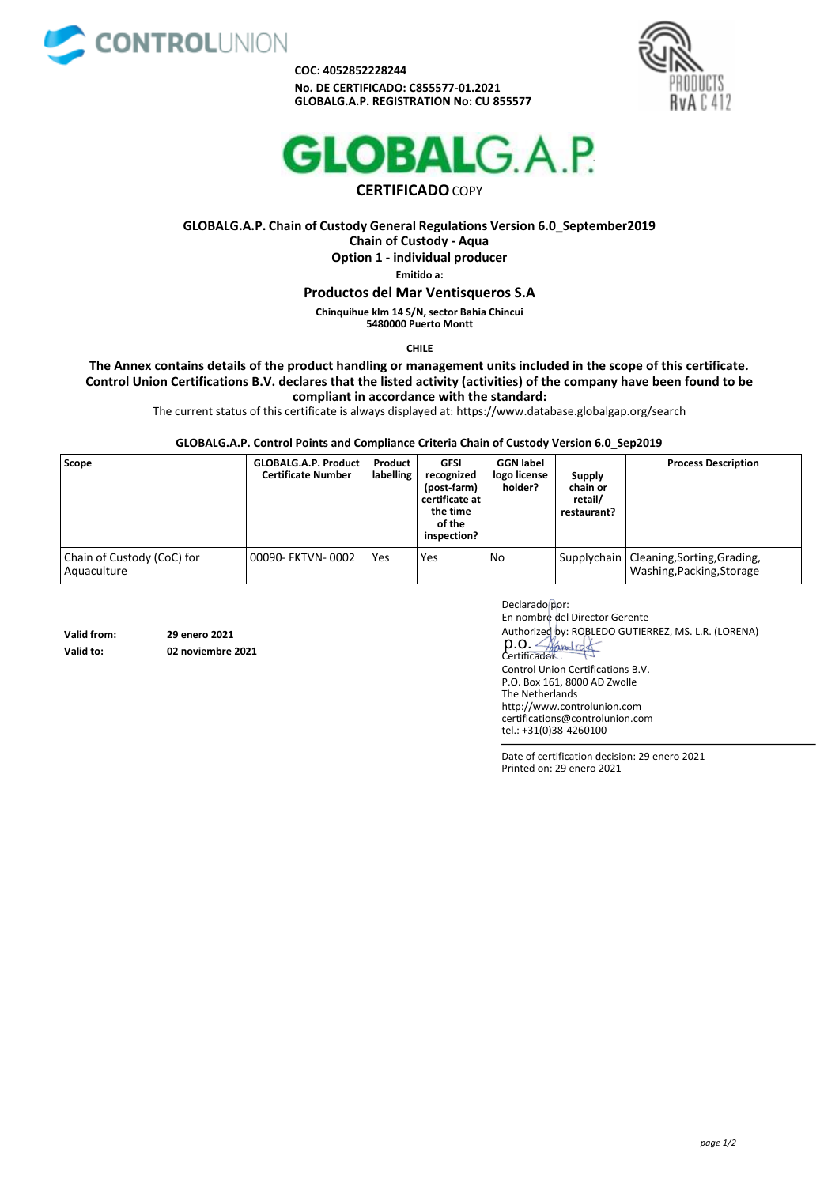**COC: 4052852228244**
**No. DE CERTIFICADO: C855577-01.2021**
**GLOBALG.A.P. REGISTRATION No: CU 855577**

# GLOBALG.A.P.

## **CERTIFICADO** COPY

**GLOBALG.A.P. Chain of Custody General Regulations Version 6.0_September2019**
**Chain of Custody - Aqua**
**Option 1 - individual producer**
**Emitido a:**

### Productos del Mar Ventisqueros S.A

**Chinquihue klm 14 S/N, sector Bahia Chincui**
**5480000 Puerto Montt**

**CHILE**

**The Annex contains details of the product handling or management units included in the scope of this certificate. Control Union Certifications B.V. declares that the listed activity (activities) of the company have been found to be compliant in accordance with the standard:**

The current status of this certificate is always displayed at: https://www.database.globalgap.org/search

**GLOBALG.A.P. Control Points and Compliance Criteria Chain of Custody Version 6.0_Sep2019**

| Scope | GLOBALG.A.P. Product Certificate Number | Product labelling | GFSI recognized (post-farm) certificate at the time of the inspection? | GGN label logo license holder? | Supply chain or retail/ restaurant? | Process Description |
|---|---|---|---|---|---|---|
| Chain of Custody (CoC) for Aquaculture | 00090- FKTVN- 0002 | Yes | Yes | No | Supplychain | Cleaning,Sorting,Grading, Washing,Packing,Storage |

**Valid from:** **29 enero 2021**
**Valid to:** **02 noviembre 2021**

Declarado por:
En nombre del Director Gerente
Authorized by: ROBLEDO GUTIERREZ, MS. L.R. (LORENA)
p.o.
Certificador
Control Union Certifications B.V.
P.O. Box 161, 8000 AD Zwolle
The Netherlands
http://www.controlunion.com
certifications@controlunion.com
tel.: +31(0)38-4260100

Date of certification decision: 29 enero 2021
Printed on: 29 enero 2021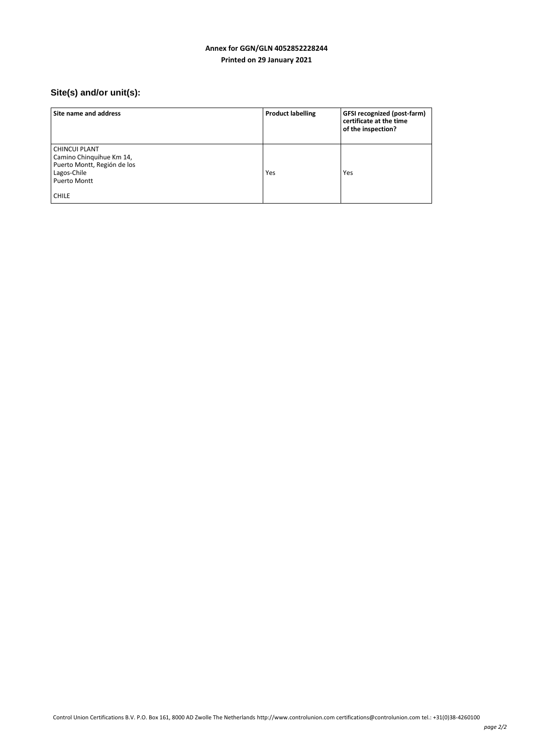**Annex for GGN/GLN 4052852228244**

**Printed on 29 January 2021**

## Site(s) and/or unit(s):

| Site name and address | Product labelling | GFSI recognized (post-farm) certificate at the time of the inspection? |
|---|---|---|
| CHINCUI PLANT<br>Camino Chinquihue Km 14,<br>Puerto Montt, Región de los<br>Lagos-Chile<br>Puerto Montt<br><br>CHILE | Yes | Yes |

Control Union Certifications B.V. P.O. Box 161, 8000 AD Zwolle The Netherlands http://www.controlunion.com certifications@controlunion.com tel.: +31(0)38-4260100